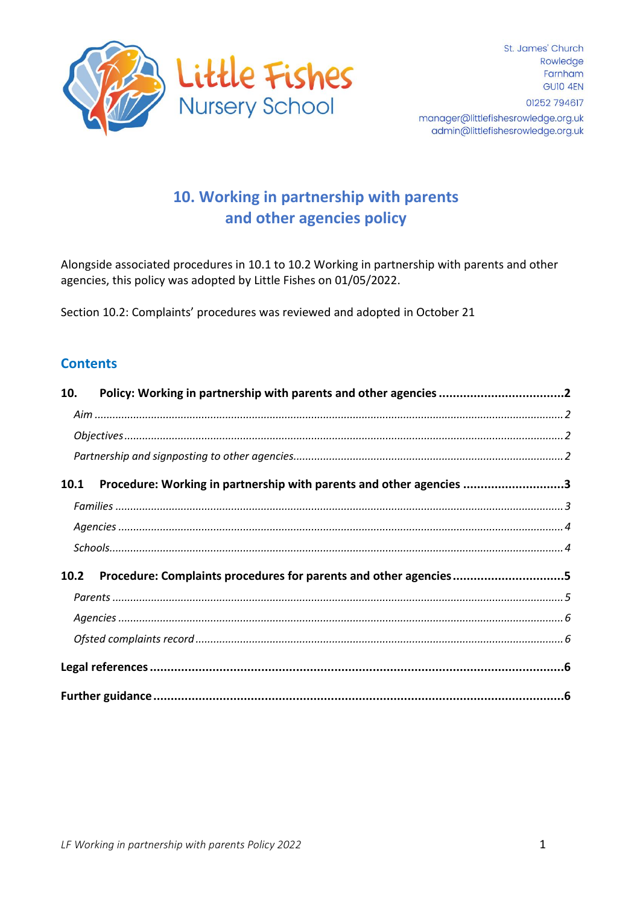Little Fishes
Nursery School

St. James' Church
Rowledge
Farnham
GU10 4EN

01252 794617

manager@littlefishesrowledge.org.uk
admin@littlefishesrowledge.org.uk

# 10. Working in partnership with parents and other agencies policy

Alongside associated procedures in 10.1 to 10.2 Working in partnership with parents and other agencies, this policy was adopted by Little Fishes on 01/05/2022.

Section 10.2: Complaints' procedures was reviewed and adopted in October 21

## Contents

**10. Policy: Working in partnership with parents and other agencies ....................................2**

*Aim ....................................................................................................................................2*

*Objectives ...........................................................................................................................2*

*Partnership and signposting to other agencies......................................................................2*

**10.1 Procedure: Working in partnership with parents and other agencies ............................3**

*Families ..............................................................................................................................3*

*Agencies .............................................................................................................................4*

*Schools................................................................................................................................4*

**10.2 Procedure: Complaints procedures for parents and other agencies ...............................5**

*Parents ...............................................................................................................................5*

*Agencies .............................................................................................................................6*

*Ofsted complaints record .....................................................................................................6*

**Legal references ...................................................................................................................6**

**Further guidance ..................................................................................................................6**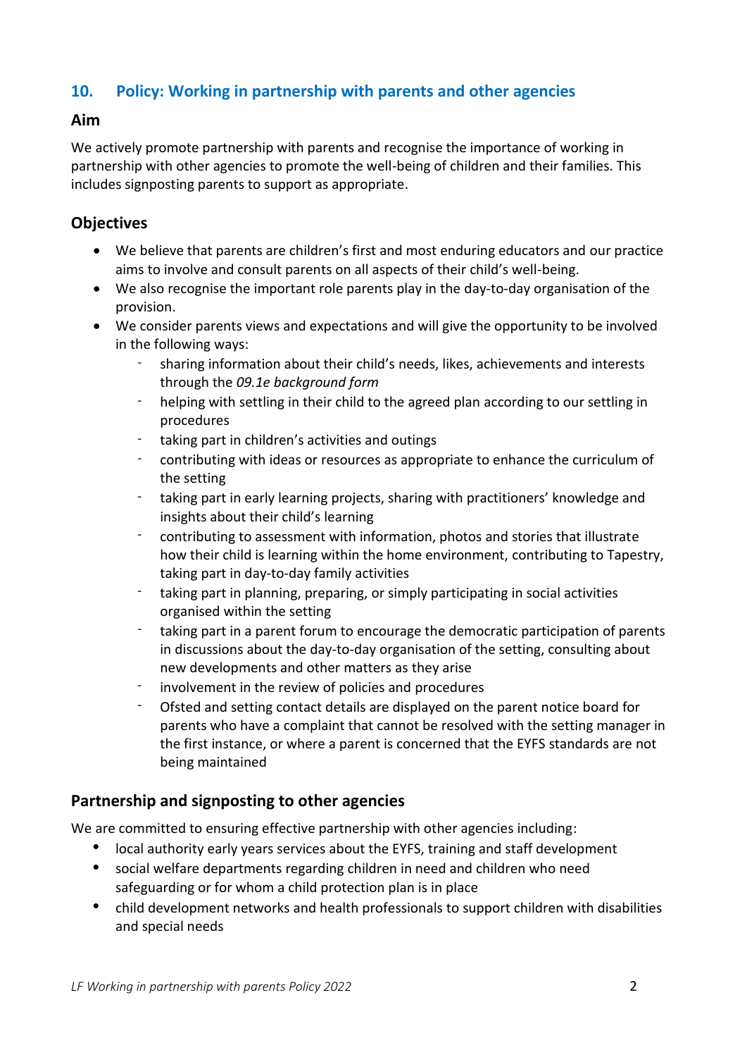## 10. Policy: Working in partnership with parents and other agencies

### Aim

We actively promote partnership with parents and recognise the importance of working in partnership with other agencies to promote the well-being of children and their families. This includes signposting parents to support as appropriate.

### Objectives

- We believe that parents are children's first and most enduring educators and our practice aims to involve and consult parents on all aspects of their child's well-being.
- We also recognise the important role parents play in the day-to-day organisation of the provision.
- We consider parents views and expectations and will give the opportunity to be involved in the following ways:
  - sharing information about their child's needs, likes, achievements and interests through the *09.1e background form*
  - helping with settling in their child to the agreed plan according to our settling in procedures
  - taking part in children's activities and outings
  - contributing with ideas or resources as appropriate to enhance the curriculum of the setting
  - taking part in early learning projects, sharing with practitioners' knowledge and insights about their child's learning
  - contributing to assessment with information, photos and stories that illustrate how their child is learning within the home environment, contributing to Tapestry, taking part in day-to-day family activities
  - taking part in planning, preparing, or simply participating in social activities organised within the setting
  - taking part in a parent forum to encourage the democratic participation of parents in discussions about the day-to-day organisation of the setting, consulting about new developments and other matters as they arise
  - involvement in the review of policies and procedures
  - Ofsted and setting contact details are displayed on the parent notice board for parents who have a complaint that cannot be resolved with the setting manager in the first instance, or where a parent is concerned that the EYFS standards are not being maintained

### Partnership and signposting to other agencies

We are committed to ensuring effective partnership with other agencies including:

- local authority early years services about the EYFS, training and staff development
- social welfare departments regarding children in need and children who need safeguarding or for whom a child protection plan is in place
- child development networks and health professionals to support children with disabilities and special needs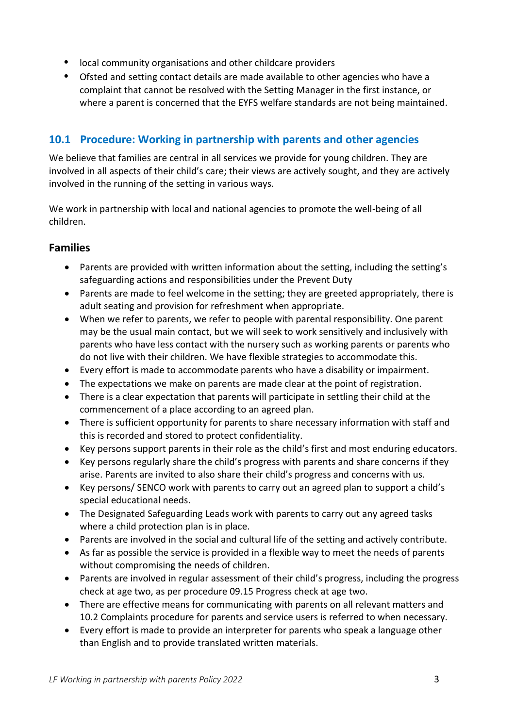- local community organisations and other childcare providers
- Ofsted and setting contact details are made available to other agencies who have a complaint that cannot be resolved with the Setting Manager in the first instance, or where a parent is concerned that the EYFS welfare standards are not being maintained.

## 10.1 Procedure: Working in partnership with parents and other agencies

We believe that families are central in all services we provide for young children. They are involved in all aspects of their child's care; their views are actively sought, and they are actively involved in the running of the setting in various ways.

We work in partnership with local and national agencies to promote the well-being of all children.

### Families

- Parents are provided with written information about the setting, including the setting's safeguarding actions and responsibilities under the Prevent Duty
- Parents are made to feel welcome in the setting; they are greeted appropriately, there is adult seating and provision for refreshment when appropriate.
- When we refer to parents, we refer to people with parental responsibility. One parent may be the usual main contact, but we will seek to work sensitively and inclusively with parents who have less contact with the nursery such as working parents or parents who do not live with their children. We have flexible strategies to accommodate this.
- Every effort is made to accommodate parents who have a disability or impairment.
- The expectations we make on parents are made clear at the point of registration.
- There is a clear expectation that parents will participate in settling their child at the commencement of a place according to an agreed plan.
- There is sufficient opportunity for parents to share necessary information with staff and this is recorded and stored to protect confidentiality.
- Key persons support parents in their role as the child's first and most enduring educators.
- Key persons regularly share the child's progress with parents and share concerns if they arise. Parents are invited to also share their child's progress and concerns with us.
- Key persons/ SENCO work with parents to carry out an agreed plan to support a child's special educational needs.
- The Designated Safeguarding Leads work with parents to carry out any agreed tasks where a child protection plan is in place.
- Parents are involved in the social and cultural life of the setting and actively contribute.
- As far as possible the service is provided in a flexible way to meet the needs of parents without compromising the needs of children.
- Parents are involved in regular assessment of their child's progress, including the progress check at age two, as per procedure 09.15 Progress check at age two.
- There are effective means for communicating with parents on all relevant matters and 10.2 Complaints procedure for parents and service users is referred to when necessary.
- Every effort is made to provide an interpreter for parents who speak a language other than English and to provide translated written materials.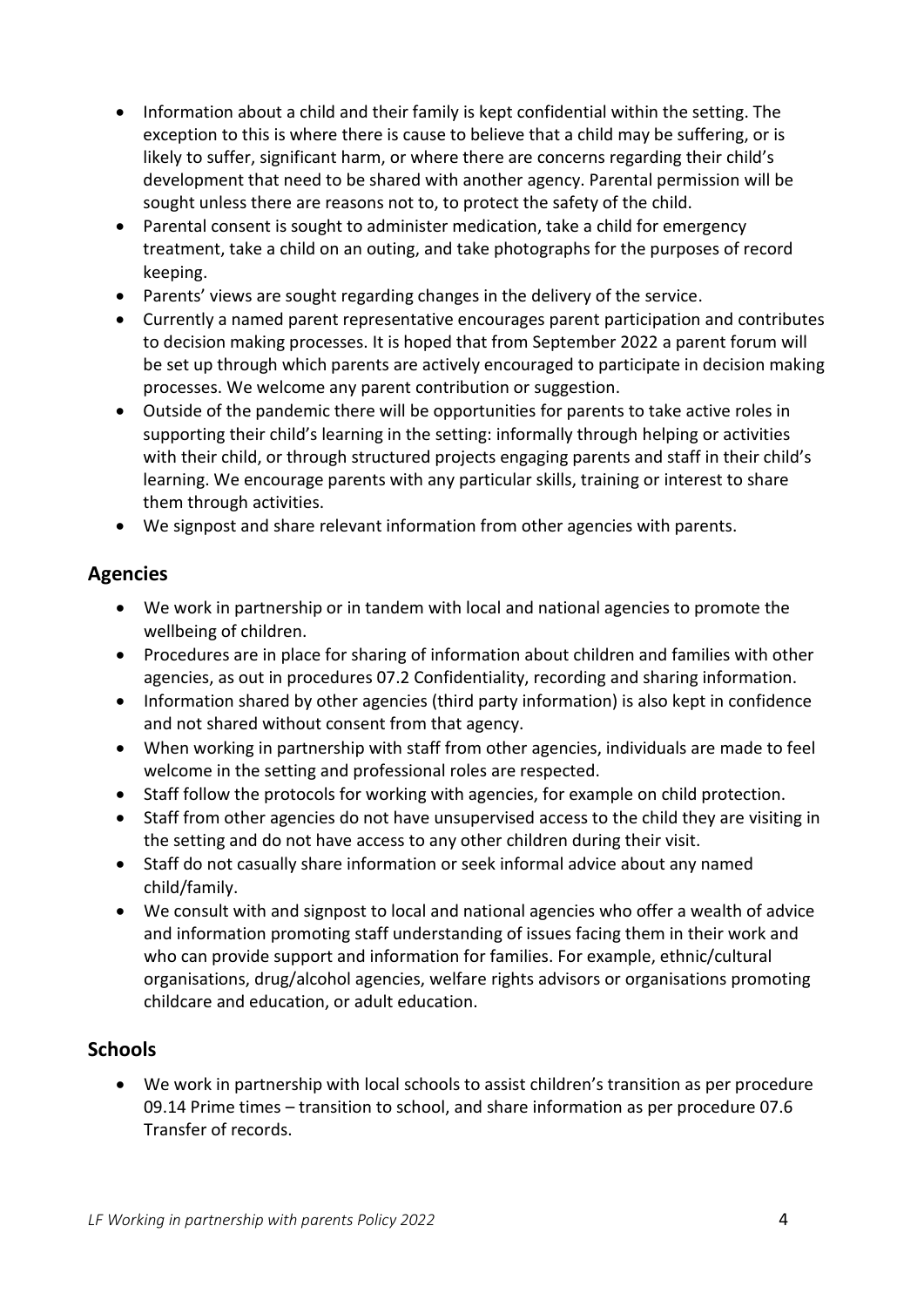- Information about a child and their family is kept confidential within the setting. The exception to this is where there is cause to believe that a child may be suffering, or is likely to suffer, significant harm, or where there are concerns regarding their child's development that need to be shared with another agency. Parental permission will be sought unless there are reasons not to, to protect the safety of the child.
- Parental consent is sought to administer medication, take a child for emergency treatment, take a child on an outing, and take photographs for the purposes of record keeping.
- Parents' views are sought regarding changes in the delivery of the service.
- Currently a named parent representative encourages parent participation and contributes to decision making processes. It is hoped that from September 2022 a parent forum will be set up through which parents are actively encouraged to participate in decision making processes. We welcome any parent contribution or suggestion.
- Outside of the pandemic there will be opportunities for parents to take active roles in supporting their child's learning in the setting: informally through helping or activities with their child, or through structured projects engaging parents and staff in their child's learning. We encourage parents with any particular skills, training or interest to share them through activities.
- We signpost and share relevant information from other agencies with parents.

## Agencies

- We work in partnership or in tandem with local and national agencies to promote the wellbeing of children.
- Procedures are in place for sharing of information about children and families with other agencies, as out in procedures 07.2 Confidentiality, recording and sharing information.
- Information shared by other agencies (third party information) is also kept in confidence and not shared without consent from that agency.
- When working in partnership with staff from other agencies, individuals are made to feel welcome in the setting and professional roles are respected.
- Staff follow the protocols for working with agencies, for example on child protection.
- Staff from other agencies do not have unsupervised access to the child they are visiting in the setting and do not have access to any other children during their visit.
- Staff do not casually share information or seek informal advice about any named child/family.
- We consult with and signpost to local and national agencies who offer a wealth of advice and information promoting staff understanding of issues facing them in their work and who can provide support and information for families. For example, ethnic/cultural organisations, drug/alcohol agencies, welfare rights advisors or organisations promoting childcare and education, or adult education.

## Schools

- We work in partnership with local schools to assist children's transition as per procedure 09.14 Prime times – transition to school, and share information as per procedure 07.6 Transfer of records.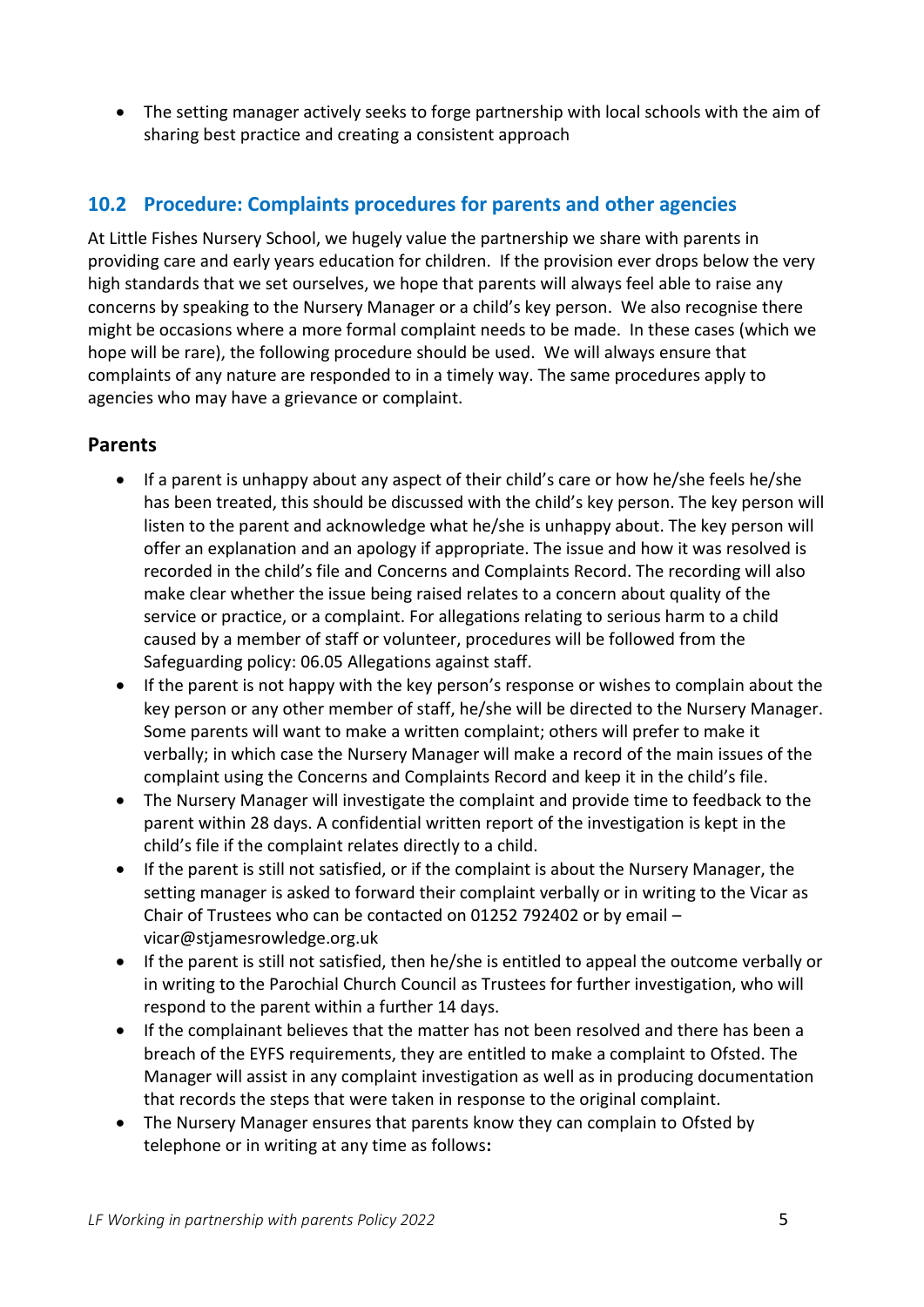- The setting manager actively seeks to forge partnership with local schools with the aim of sharing best practice and creating a consistent approach

## 10.2 Procedure: Complaints procedures for parents and other agencies

At Little Fishes Nursery School, we hugely value the partnership we share with parents in providing care and early years education for children. If the provision ever drops below the very high standards that we set ourselves, we hope that parents will always feel able to raise any concerns by speaking to the Nursery Manager or a child's key person. We also recognise there might be occasions where a more formal complaint needs to be made. In these cases (which we hope will be rare), the following procedure should be used. We will always ensure that complaints of any nature are responded to in a timely way. The same procedures apply to agencies who may have a grievance or complaint.

### Parents

- If a parent is unhappy about any aspect of their child's care or how he/she feels he/she has been treated, this should be discussed with the child's key person. The key person will listen to the parent and acknowledge what he/she is unhappy about. The key person will offer an explanation and an apology if appropriate. The issue and how it was resolved is recorded in the child's file and Concerns and Complaints Record. The recording will also make clear whether the issue being raised relates to a concern about quality of the service or practice, or a complaint. For allegations relating to serious harm to a child caused by a member of staff or volunteer, procedures will be followed from the Safeguarding policy: 06.05 Allegations against staff.
- If the parent is not happy with the key person's response or wishes to complain about the key person or any other member of staff, he/she will be directed to the Nursery Manager. Some parents will want to make a written complaint; others will prefer to make it verbally; in which case the Nursery Manager will make a record of the main issues of the complaint using the Concerns and Complaints Record and keep it in the child's file.
- The Nursery Manager will investigate the complaint and provide time to feedback to the parent within 28 days. A confidential written report of the investigation is kept in the child's file if the complaint relates directly to a child.
- If the parent is still not satisfied, or if the complaint is about the Nursery Manager, the setting manager is asked to forward their complaint verbally or in writing to the Vicar as Chair of Trustees who can be contacted on 01252 792402 or by email – vicar@stjamesrowledge.org.uk
- If the parent is still not satisfied, then he/she is entitled to appeal the outcome verbally or in writing to the Parochial Church Council as Trustees for further investigation, who will respond to the parent within a further 14 days.
- If the complainant believes that the matter has not been resolved and there has been a breach of the EYFS requirements, they are entitled to make a complaint to Ofsted. The Manager will assist in any complaint investigation as well as in producing documentation that records the steps that were taken in response to the original complaint.
- The Nursery Manager ensures that parents know they can complain to Ofsted by telephone or in writing at any time as follows**:**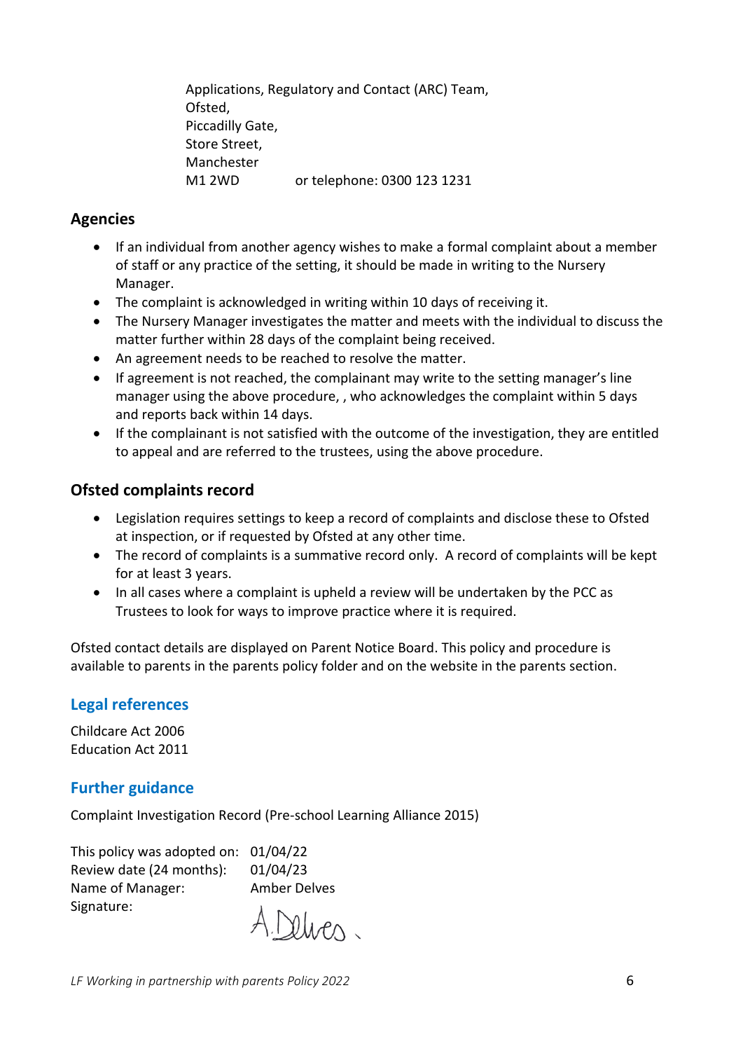Applications, Regulatory and Contact (ARC) Team,
Ofsted,
Piccadilly Gate,
Store Street,
Manchester
M1 2WD or telephone: 0300 123 1231

### Agencies

- If an individual from another agency wishes to make a formal complaint about a member of staff or any practice of the setting, it should be made in writing to the Nursery Manager.
- The complaint is acknowledged in writing within 10 days of receiving it.
- The Nursery Manager investigates the matter and meets with the individual to discuss the matter further within 28 days of the complaint being received.
- An agreement needs to be reached to resolve the matter.
- If agreement is not reached, the complainant may write to the setting manager's line manager using the above procedure, , who acknowledges the complaint within 5 days and reports back within 14 days.
- If the complainant is not satisfied with the outcome of the investigation, they are entitled to appeal and are referred to the trustees, using the above procedure.

### Ofsted complaints record

- Legislation requires settings to keep a record of complaints and disclose these to Ofsted at inspection, or if requested by Ofsted at any other time.
- The record of complaints is a summative record only. A record of complaints will be kept for at least 3 years.
- In all cases where a complaint is upheld a review will be undertaken by the PCC as Trustees to look for ways to improve practice where it is required.

Ofsted contact details are displayed on Parent Notice Board. This policy and procedure is available to parents in the parents policy folder and on the website in the parents section.

## Legal references

Childcare Act 2006
Education Act 2011

## Further guidance

Complaint Investigation Record (Pre-school Learning Alliance 2015)

This policy was adopted on: 01/04/22
Review date (24 months): 01/04/23
Name of Manager: Amber Delves
Signature: A.Delves.